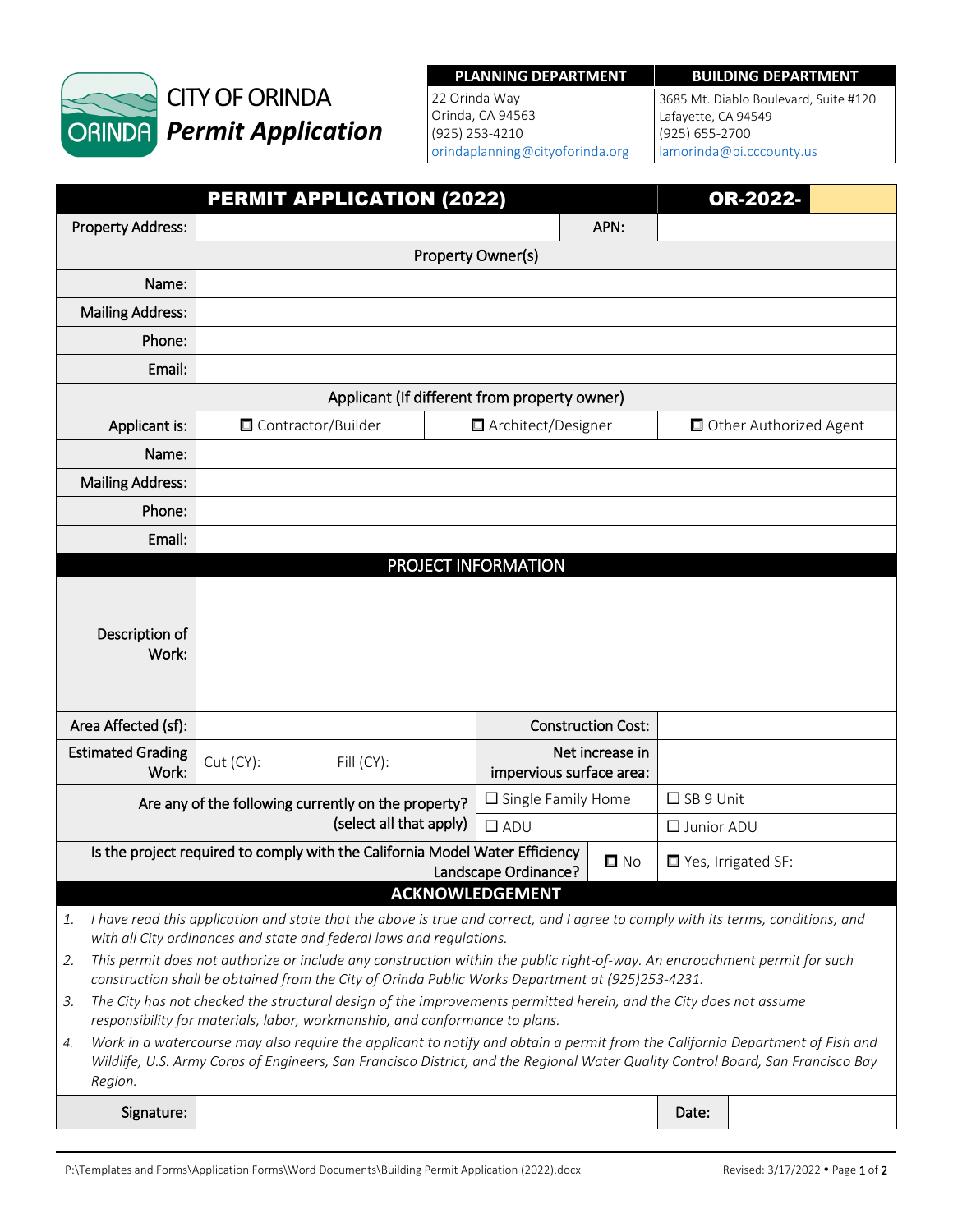# CITY OF ORINDA *Permit Application*

| PLANNING DEPARTMENT | BUILDING DEPARTMENT |
|---|---|
| 22 Orinda Way<br>Orinda, CA 94563<br>(925) 253-4210<br>orindaplanning@cityoforinda.org | 3685 Mt. Diablo Boulevard, Suite #120<br>Lafayette, CA 94549<br>(925) 655-2700<br>lamorinda@bi.cccounty.us |

| **PERMIT APPLICATION (2022)** | | | | **OR-2022-** |
|---|---|---|---|---|
| Property Address: | | APN: | | |
| **Property Owner(s)** | | | | |
| Name: | | | | |
| Mailing Address: | | | | |
| Phone: | | | | |
| Email: | | | | |
| **Applicant (If different from property owner)** | | | | |
| Applicant is: | ☐ Contractor/Builder | ☐ Architect/Designer | ☐ Other Authorized Agent | |
| Name: | | | | |
| Mailing Address: | | | | |
| Phone: | | | | |
| Email: | | | | |

## PROJECT INFORMATION

| | | | | |
|---|---|---|---|---|
| Description of Work: | | | | |
| Area Affected (sf): | | | Construction Cost: | |
| Estimated Grading Work: | Cut (CY): | Fill (CY): | Net increase in impervious surface area: | |
| Are any of the following currently on the property? (select all that apply) | | | ☐ Single Family Home | ☐ SB 9 Unit |
| | | | ☐ ADU | ☐ Junior ADU |
| Is the project required to comply with the California Model Water Efficiency Landscape Ordinance? | | | ☐ No | ☐ Yes, Irrigated SF: |

## ACKNOWLEDGEMENT

1. *I have read this application and state that the above is true and correct, and I agree to comply with its terms, conditions, and with all City ordinances and state and federal laws and regulations.*
2. *This permit does not authorize or include any construction within the public right-of-way. An encroachment permit for such construction shall be obtained from the City of Orinda Public Works Department at (925)253-4231.*
3. *The City has not checked the structural design of the improvements permitted herein, and the City does not assume responsibility for materials, labor, workmanship, and conformance to plans.*
4. *Work in a watercourse may also require the applicant to notify and obtain a permit from the California Department of Fish and Wildlife, U.S. Army Corps of Engineers, San Francisco District, and the Regional Water Quality Control Board, San Francisco Bay Region.*

| Signature: | | Date: | |
|---|---|---|---|

P:\Templates and Forms\Application Forms\Word Documents\Building Permit Application (2022).docx — Revised: 3/17/2022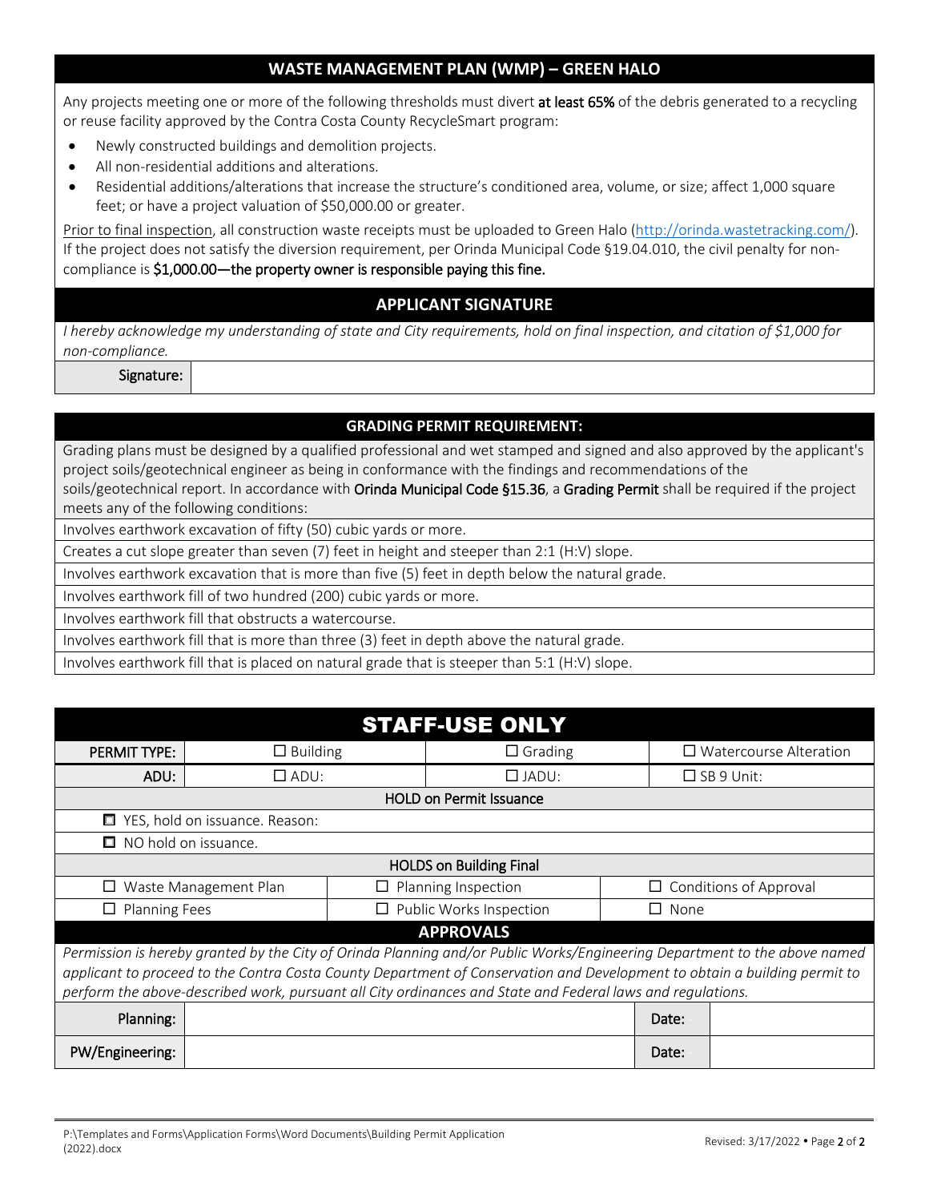## WASTE MANAGEMENT PLAN (WMP) – GREEN HALO

Any projects meeting one or more of the following thresholds must divert **at least 65%** of the debris generated to a recycling or reuse facility approved by the Contra Costa County RecycleSmart program:

- Newly constructed buildings and demolition projects.
- All non-residential additions and alterations.
- Residential additions/alterations that increase the structure's conditioned area, volume, or size; affect 1,000 square feet; or have a project valuation of $50,000.00 or greater.

Prior to final inspection, all construction waste receipts must be uploaded to Green Halo (http://orinda.wastetracking.com/). If the project does not satisfy the diversion requirement, per Orinda Municipal Code §19.04.010, the civil penalty for non-compliance is **$1,000.00—the property owner is responsible paying this fine.**

## APPLICANT SIGNATURE

*I hereby acknowledge my understanding of state and City requirements, hold on final inspection, and citation of $1,000 for non-compliance.*

| | |
|---|---|
| Signature: | |

## GRADING PERMIT REQUIREMENT:

Grading plans must be designed by a qualified professional and wet stamped and signed and also approved by the applicant's project soils/geotechnical engineer as being in conformance with the findings and recommendations of the soils/geotechnical report. In accordance with **Orinda Municipal Code §15.36**, a **Grading Permit** shall be required if the project meets any of the following conditions:

- Involves earthwork excavation of fifty (50) cubic yards or more.
- Creates a cut slope greater than seven (7) feet in height and steeper than 2:1 (H:V) slope.
- Involves earthwork excavation that is more than five (5) feet in depth below the natural grade.
- Involves earthwork fill of two hundred (200) cubic yards or more.
- Involves earthwork fill that obstructs a watercourse.
- Involves earthwork fill that is more than three (3) feet in depth above the natural grade.
- Involves earthwork fill that is placed on natural grade that is steeper than 5:1 (H:V) slope.

## STAFF-USE ONLY

| | | | |
|---|---|---|---|
| PERMIT TYPE: | ☐ Building | ☐ Grading | ☐ Watercourse Alteration |
| ADU: | ☐ ADU: | ☐ JADU: | ☐ SB 9 Unit: |

**HOLD on Permit Issuance**

- ☐ YES, hold on issuance. Reason:
- ☐ NO hold on issuance.

**HOLDS on Building Final**

| | | |
|---|---|---|
| ☐ Waste Management Plan | ☐ Planning Inspection | ☐ Conditions of Approval |
| ☐ Planning Fees | ☐ Public Works Inspection | ☐ None |

**APPROVALS**

*Permission is hereby granted by the City of Orinda Planning and/or Public Works/Engineering Department to the above named applicant to proceed to the Contra Costa County Department of Conservation and Development to obtain a building permit to perform the above-described work, pursuant all City ordinances and State and Federal laws and regulations.*

| | | | |
|---|---|---|---|
| Planning: | | Date: | |
| PW/Engineering: | | Date: | |

P:\Templates and Forms\Application Forms\Word Documents\Building Permit Application (2022).docx

Revised: 3/17/2022